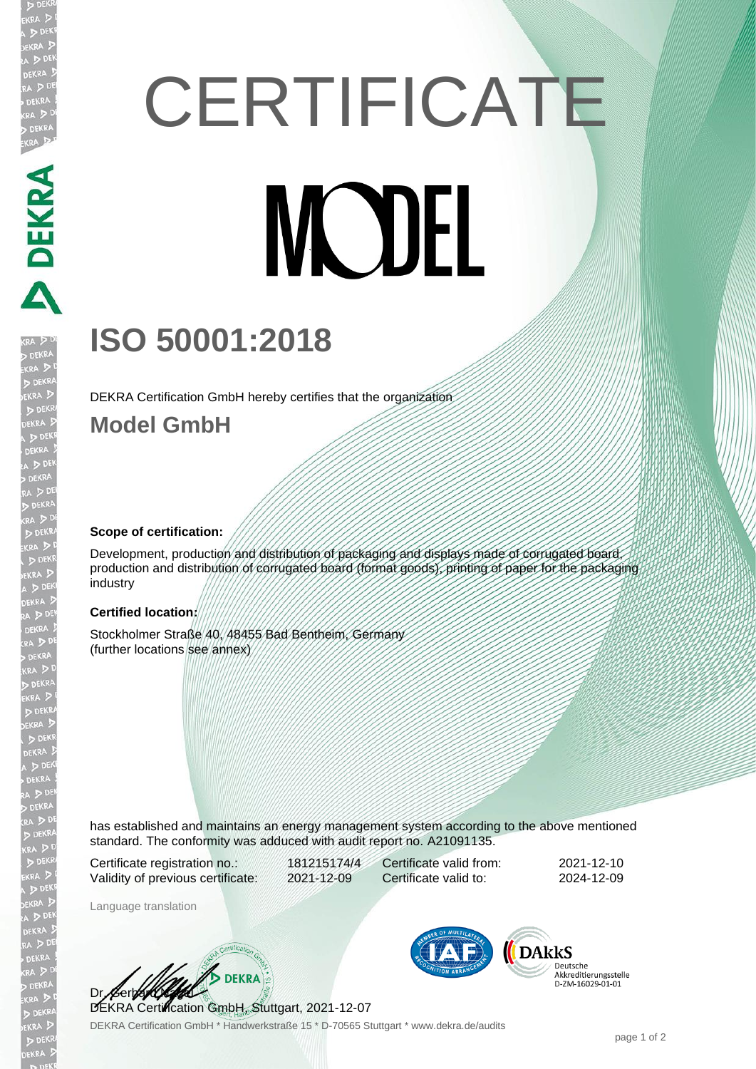# CERTIFICATE

MODEL

# ISO 50001:2018

DEKRA Certification GmbH hereby certifies that the organization

## Model GmbH

**Scope of certification:**

Development, production and distribution of packaging and displays made of corrugated board, production and distribution of corrugated board (format goods), printing of paper for the packaging industry

**Certified location:**

Stockholmer Straße 40, 48455 Bad Bentheim, Germany
(further locations see annex)

has established and maintains an energy management system according to the above mentioned standard. The conformity was adduced with audit report no. A21091135.

| | | | |
|---|---|---|---|
| Certificate registration no.: | 181215174/4 | Certificate valid from: | 2021-12-10 |
| Validity of previous certificate: | 2021-12-09 | Certificate valid to: | 2024-12-09 |

Language translation

Dr. Gerhard Nagel
DEKRA Certification GmbH, Stuttgart, 2021-12-07

DAkkS Deutsche Akkreditierungsstelle D-ZM-16029-01-01

DEKRA Certification GmbH * Handwerkstraße 15 * D-70565 Stuttgart * www.dekra.de/audits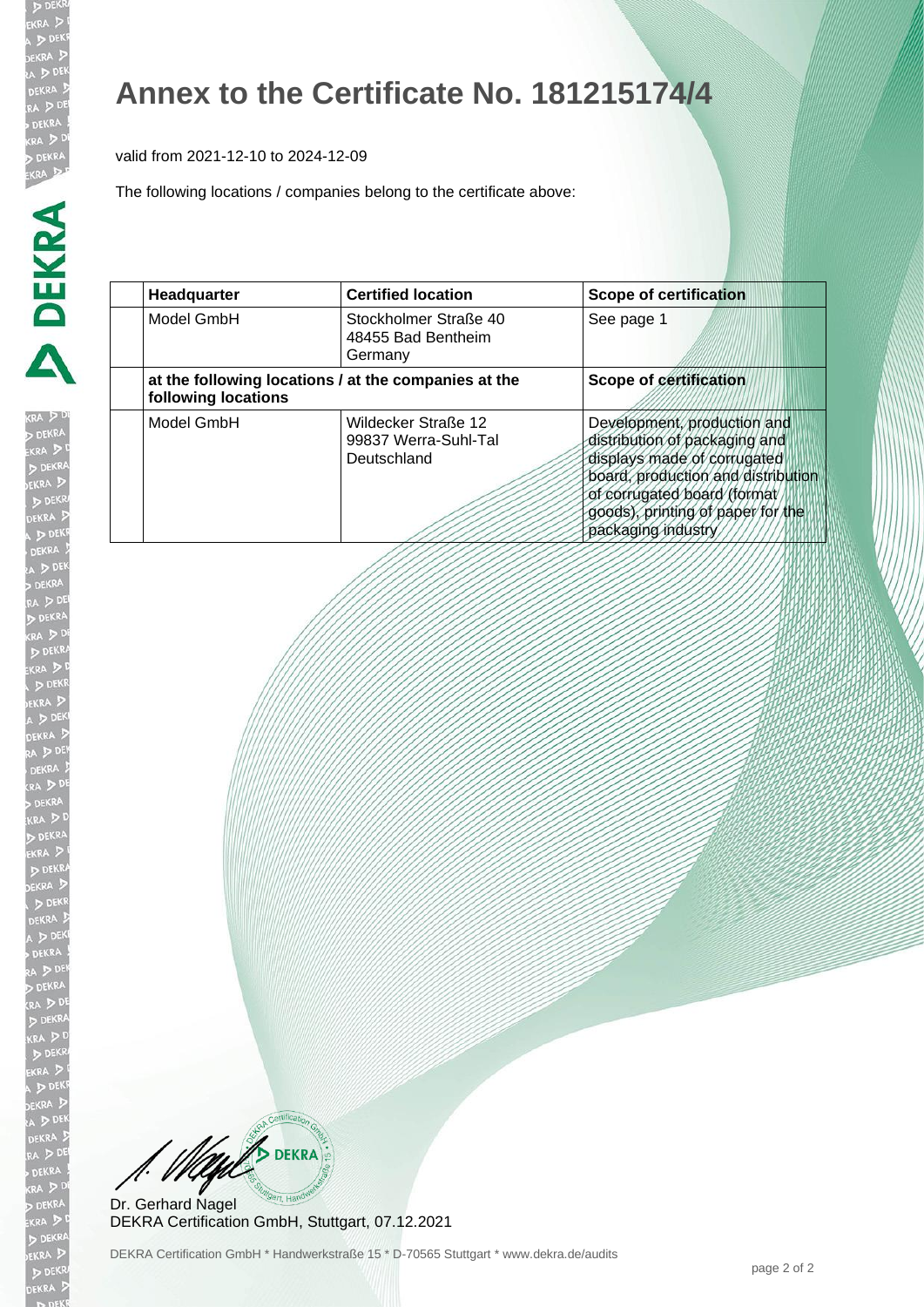# Annex to the Certificate No. 181215174/4

valid from 2021-12-10 to 2024-12-09

The following locations / companies belong to the certificate above:

| | Headquarter | Certified location | Scope of certification |
|---|---|---|---|
| | Model GmbH | Stockholmer Straße 40<br>48455 Bad Bentheim<br>Germany | See page 1 |
| | **at the following locations / at the companies at the following locations** | | **Scope of certification** |
| | Model GmbH | Wildecker Straße 12<br>99837 Werra-Suhl-Tal<br>Deutschland | Development, production and distribution of packaging and displays made of corrugated board, production and distribution of corrugated board (format goods), printing of paper for the packaging industry |

Dr. Gerhard Nagel
DEKRA Certification GmbH, Stuttgart, 07.12.2021

DEKRA Certification GmbH * Handwerkstraße 15 * D-70565 Stuttgart * www.dekra.de/audits